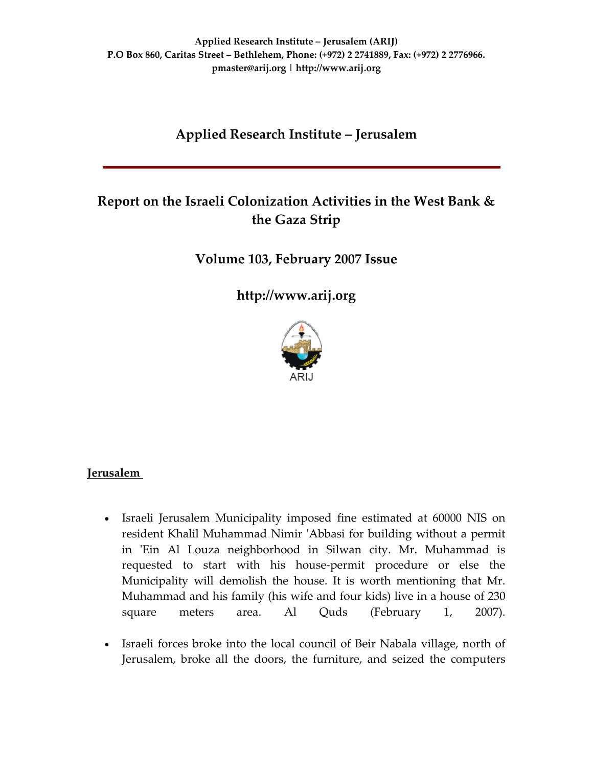**Applied Research Institute – Jerusalem (ARIJ)**
**P.O Box 860, Caritas Street – Bethlehem, Phone: (+972) 2 2741889, Fax: (+972) 2 2776966.**
**pmaster@arij.org | http://www.arij.org**

# Applied Research Institute – Jerusalem

## Report on the Israeli Colonization Activities in the West Bank & the Gaza Strip

## Volume 103, February 2007 Issue

## http://www.arij.org

ARIJ

### Jerusalem

- Israeli Jerusalem Municipality imposed fine estimated at 60000 NIS on resident Khalil Muhammad Nimir 'Abbasi for building without a permit in 'Ein Al Louza neighborhood in Silwan city. Mr. Muhammad is requested to start with his house-permit procedure or else the Municipality will demolish the house. It is worth mentioning that Mr. Muhammad and his family (his wife and four kids) live in a house of 230 square meters area. Al Quds (February 1, 2007).
- Israeli forces broke into the local council of Beir Nabala village, north of Jerusalem, broke all the doors, the furniture, and seized the computers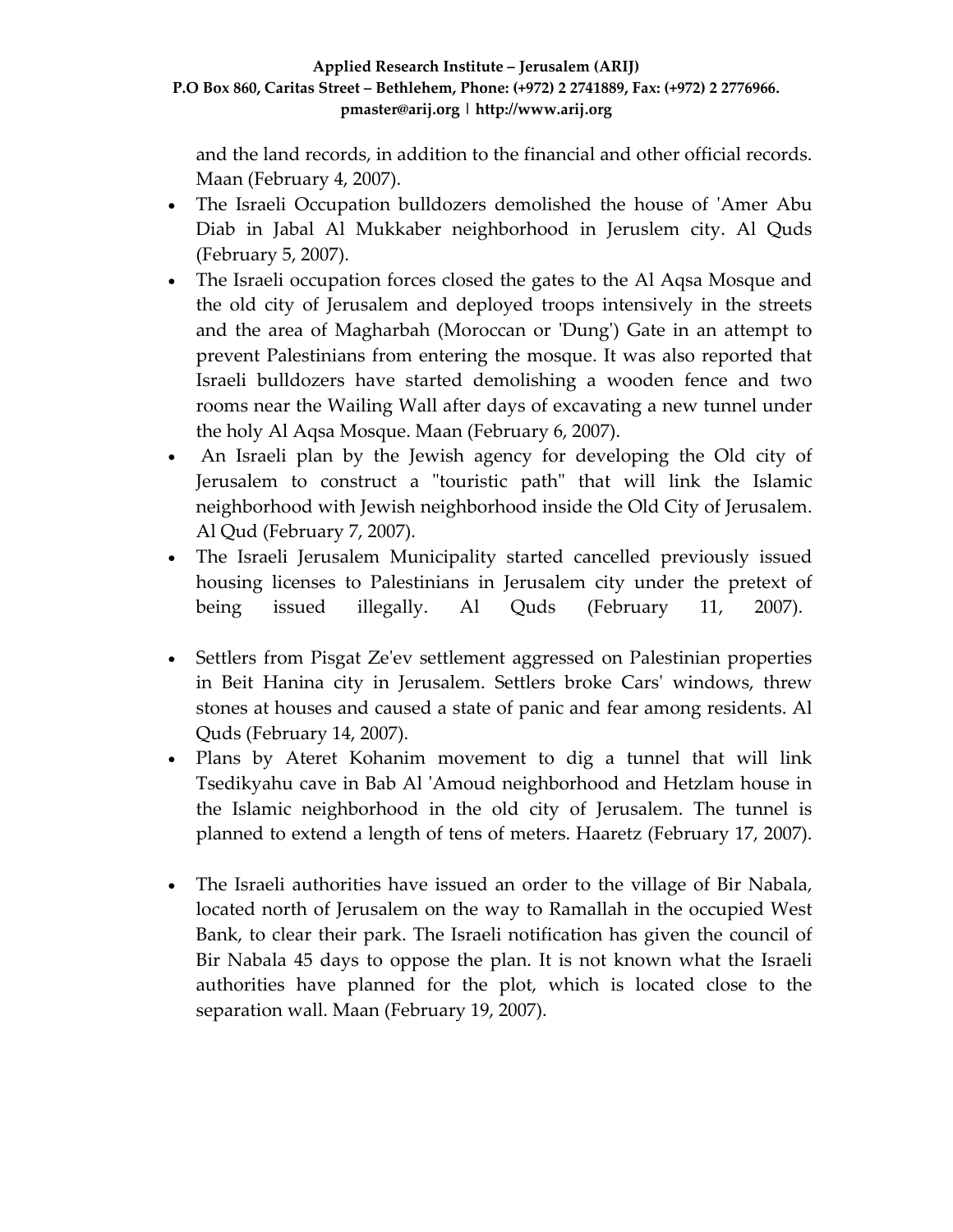and the land records, in addition to the financial and other official records. Maan (February 4, 2007).

- The Israeli Occupation bulldozers demolished the house of 'Amer Abu Diab in Jabal Al Mukkaber neighborhood in Jeruslem city. Al Quds (February 5, 2007).
- The Israeli occupation forces closed the gates to the Al Aqsa Mosque and the old city of Jerusalem and deployed troops intensively in the streets and the area of Magharbah (Moroccan or 'Dung') Gate in an attempt to prevent Palestinians from entering the mosque. It was also reported that Israeli bulldozers have started demolishing a wooden fence and two rooms near the Wailing Wall after days of excavating a new tunnel under the holy Al Aqsa Mosque. Maan (February 6, 2007).
- An Israeli plan by the Jewish agency for developing the Old city of Jerusalem to construct a "touristic path" that will link the Islamic neighborhood with Jewish neighborhood inside the Old City of Jerusalem. Al Qud (February 7, 2007).
- The Israeli Jerusalem Municipality started cancelled previously issued housing licenses to Palestinians in Jerusalem city under the pretext of being issued illegally. Al Quds (February 11, 2007).
- Settlers from Pisgat Ze'ev settlement aggressed on Palestinian properties in Beit Hanina city in Jerusalem. Settlers broke Cars' windows, threw stones at houses and caused a state of panic and fear among residents. Al Quds (February 14, 2007).
- Plans by Ateret Kohanim movement to dig a tunnel that will link Tsedikyahu cave in Bab Al 'Amoud neighborhood and Hetzlam house in the Islamic neighborhood in the old city of Jerusalem. The tunnel is planned to extend a length of tens of meters. Haaretz (February 17, 2007).
- The Israeli authorities have issued an order to the village of Bir Nabala, located north of Jerusalem on the way to Ramallah in the occupied West Bank, to clear their park. The Israeli notification has given the council of Bir Nabala 45 days to oppose the plan. It is not known what the Israeli authorities have planned for the plot, which is located close to the separation wall. Maan (February 19, 2007).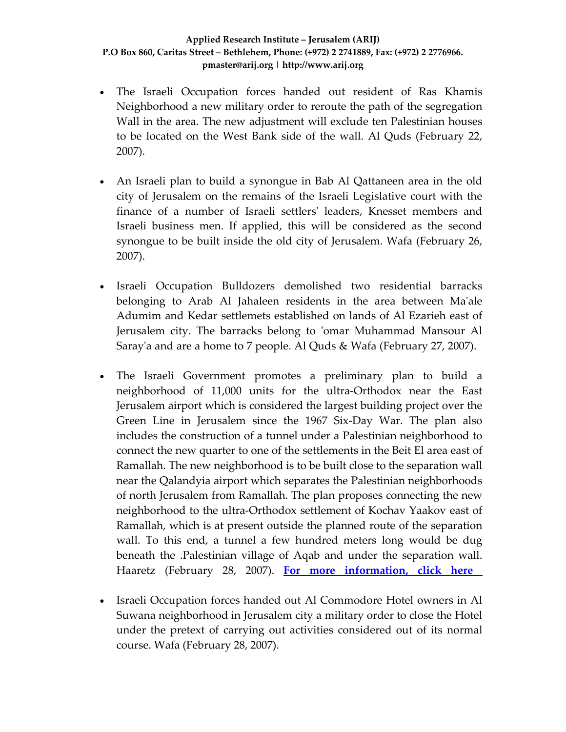- The Israeli Occupation forces handed out resident of Ras Khamis Neighborhood a new military order to reroute the path of the segregation Wall in the area. The new adjustment will exclude ten Palestinian houses to be located on the West Bank side of the wall. Al Quds (February 22, 2007).

- An Israeli plan to build a synongue in Bab Al Qattaneen area in the old city of Jerusalem on the remains of the Israeli Legislative court with the finance of a number of Israeli settlers' leaders, Knesset members and Israeli business men. If applied, this will be considered as the second synongue to be built inside the old city of Jerusalem. Wafa (February 26, 2007).

- Israeli Occupation Bulldozers demolished two residential barracks belonging to Arab Al Jahaleen residents in the area between Ma'ale Adumim and Kedar settlemets established on lands of Al Ezarieh east of Jerusalem city. The barracks belong to 'omar Muhammad Mansour Al Saray'a and are a home to 7 people. Al Quds & Wafa (February 27, 2007).

- The Israeli Government promotes a preliminary plan to build a neighborhood of 11,000 units for the ultra-Orthodox near the East Jerusalem airport which is considered the largest building project over the Green Line in Jerusalem since the 1967 Six-Day War. The plan also includes the construction of a tunnel under a Palestinian neighborhood to connect the new quarter to one of the settlements in the Beit El area east of Ramallah. The new neighborhood is to be built close to the separation wall near the Qalandyia airport which separates the Palestinian neighborhoods of north Jerusalem from Ramallah. The plan proposes connecting the new neighborhood to the ultra-Orthodox settlement of Kochav Yaakov east of Ramallah, which is at present outside the planned route of the separation wall. To this end, a tunnel a few hundred meters long would be dug beneath the .Palestinian village of Aqab and under the separation wall. Haaretz (February 28, 2007). **For more information, click here**

- Israeli Occupation forces handed out Al Commodore Hotel owners in Al Suwana neighborhood in Jerusalem city a military order to close the Hotel under the pretext of carrying out activities considered out of its normal course. Wafa (February 28, 2007).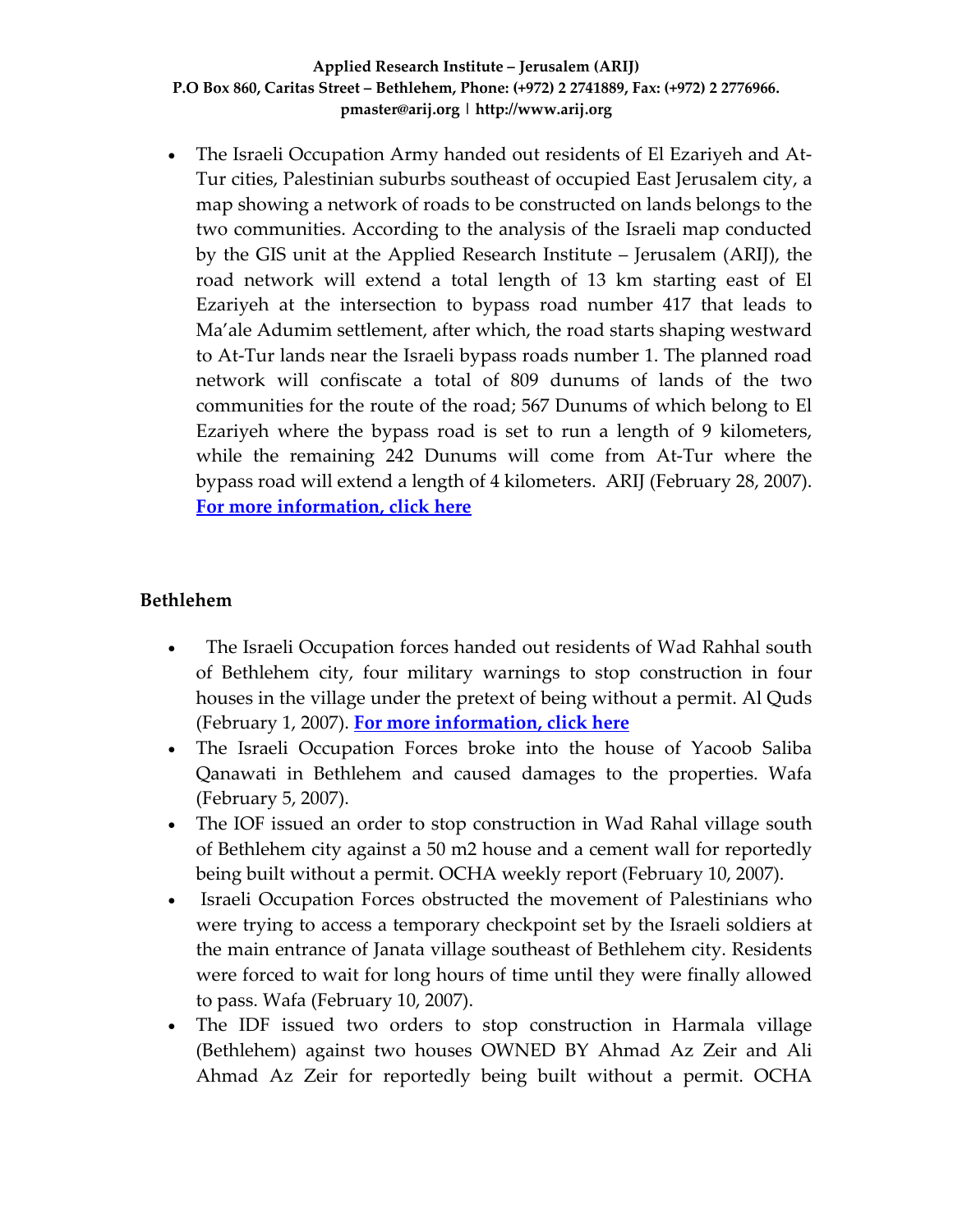- The Israeli Occupation Army handed out residents of El Ezariyeh and At-Tur cities, Palestinian suburbs southeast of occupied East Jerusalem city, a map showing a network of roads to be constructed on lands belongs to the two communities. According to the analysis of the Israeli map conducted by the GIS unit at the Applied Research Institute – Jerusalem (ARIJ), the road network will extend a total length of 13 km starting east of El Ezariyeh at the intersection to bypass road number 417 that leads to Ma'ale Adumim settlement, after which, the road starts shaping westward to At-Tur lands near the Israeli bypass roads number 1. The planned road network will confiscate a total of 809 dunums of lands of the two communities for the route of the road; 567 Dunums of which belong to El Ezariyeh where the bypass road is set to run a length of 9 kilometers, while the remaining 242 Dunums will come from At-Tur where the bypass road will extend a length of 4 kilometers. ARIJ (February 28, 2007). **For more information, click here**

## Bethlehem

- The Israeli Occupation forces handed out residents of Wad Rahhal south of Bethlehem city, four military warnings to stop construction in four houses in the village under the pretext of being without a permit. Al Quds (February 1, 2007). **For more information, click here**
- The Israeli Occupation Forces broke into the house of Yacoob Saliba Qanawati in Bethlehem and caused damages to the properties. Wafa (February 5, 2007).
- The IOF issued an order to stop construction in Wad Rahal village south of Bethlehem city against a 50 m2 house and a cement wall for reportedly being built without a permit. OCHA weekly report (February 10, 2007).
- Israeli Occupation Forces obstructed the movement of Palestinians who were trying to access a temporary checkpoint set by the Israeli soldiers at the main entrance of Janata village southeast of Bethlehem city. Residents were forced to wait for long hours of time until they were finally allowed to pass. Wafa (February 10, 2007).
- The IDF issued two orders to stop construction in Harmala village (Bethlehem) against two houses OWNED BY Ahmad Az Zeir and Ali Ahmad Az Zeir for reportedly being built without a permit. OCHA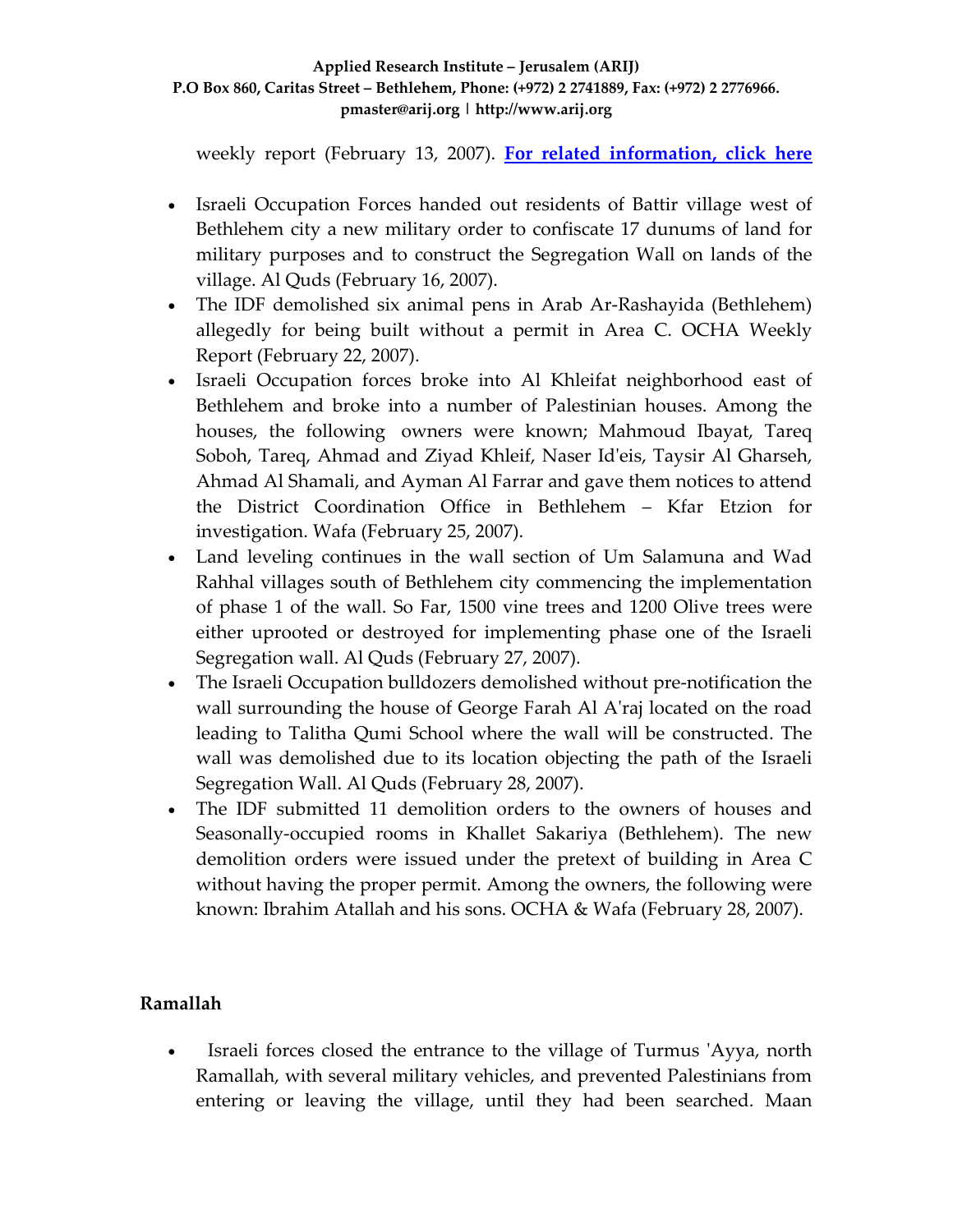weekly report (February 13, 2007). **For related information, click here**

- Israeli Occupation Forces handed out residents of Battir village west of Bethlehem city a new military order to confiscate 17 dunums of land for military purposes and to construct the Segregation Wall on lands of the village. Al Quds (February 16, 2007).
- The IDF demolished six animal pens in Arab Ar-Rashayida (Bethlehem) allegedly for being built without a permit in Area C. OCHA Weekly Report (February 22, 2007).
- Israeli Occupation forces broke into Al Khleifat neighborhood east of Bethlehem and broke into a number of Palestinian houses. Among the houses, the following owners were known; Mahmoud Ibayat, Tareq Soboh, Tareq, Ahmad and Ziyad Khleif, Naser Id'eis, Taysir Al Gharseh, Ahmad Al Shamali, and Ayman Al Farrar and gave them notices to attend the District Coordination Office in Bethlehem – Kfar Etzion for investigation. Wafa (February 25, 2007).
- Land leveling continues in the wall section of Um Salamuna and Wad Rahhal villages south of Bethlehem city commencing the implementation of phase 1 of the wall. So Far, 1500 vine trees and 1200 Olive trees were either uprooted or destroyed for implementing phase one of the Israeli Segregation wall. Al Quds (February 27, 2007).
- The Israeli Occupation bulldozers demolished without pre-notification the wall surrounding the house of George Farah Al A'raj located on the road leading to Talitha Qumi School where the wall will be constructed. The wall was demolished due to its location objecting the path of the Israeli Segregation Wall. Al Quds (February 28, 2007).
- The IDF submitted 11 demolition orders to the owners of houses and Seasonally-occupied rooms in Khallet Sakariya (Bethlehem). The new demolition orders were issued under the pretext of building in Area C without having the proper permit. Among the owners, the following were known: Ibrahim Atallah and his sons. OCHA & Wafa (February 28, 2007).

## Ramallah

- Israeli forces closed the entrance to the village of Turmus 'Ayya, north Ramallah, with several military vehicles, and prevented Palestinians from entering or leaving the village, until they had been searched. Maan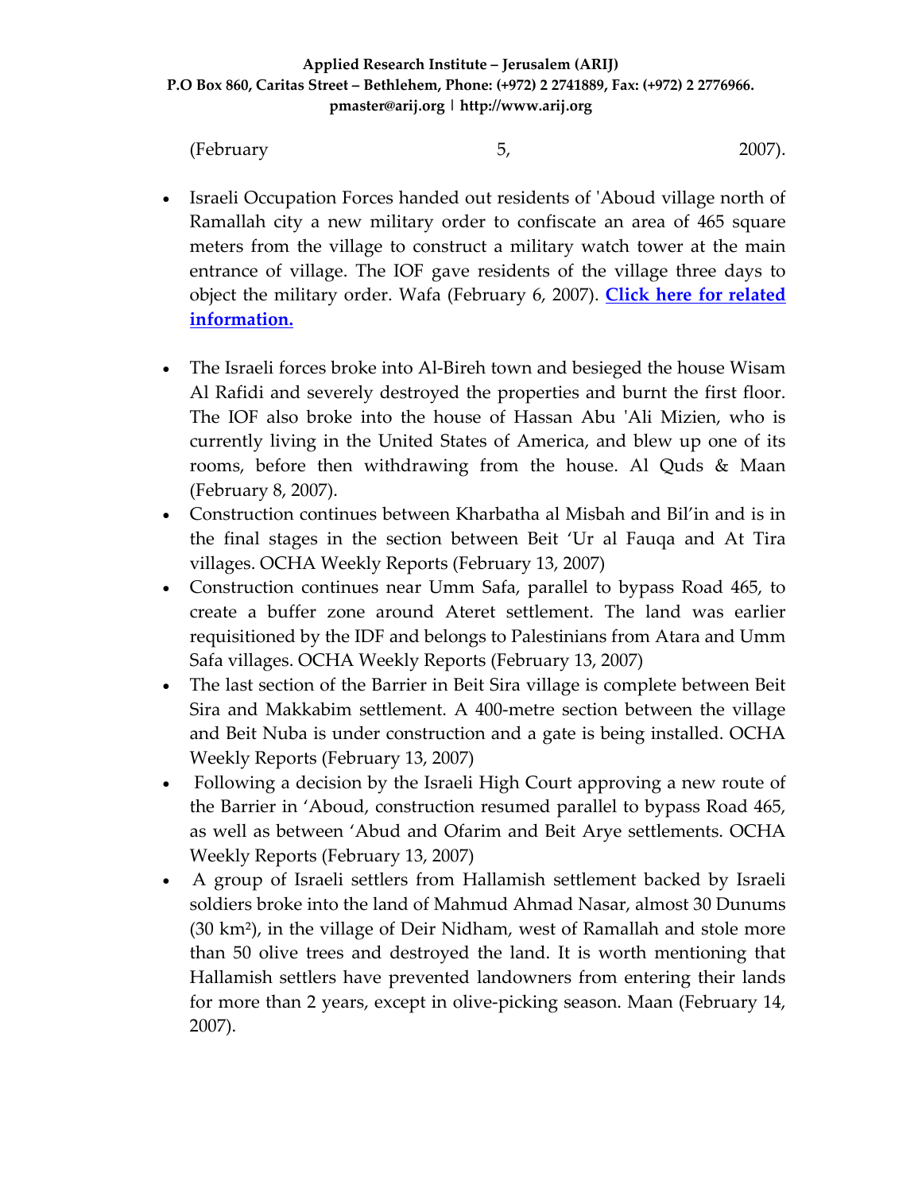(February 5, 2007).

- Israeli Occupation Forces handed out residents of 'Aboud village north of Ramallah city a new military order to confiscate an area of 465 square meters from the village to construct a military watch tower at the main entrance of village. The IOF gave residents of the village three days to object the military order. Wafa (February 6, 2007). **Click here for related information.**

- The Israeli forces broke into Al-Bireh town and besieged the house Wisam Al Rafidi and severely destroyed the properties and burnt the first floor. The IOF also broke into the house of Hassan Abu 'Ali Mizien, who is currently living in the United States of America, and blew up one of its rooms, before then withdrawing from the house. Al Quds & Maan (February 8, 2007).
- Construction continues between Kharbatha al Misbah and Bil'in and is in the final stages in the section between Beit 'Ur al Fauqa and At Tira villages. OCHA Weekly Reports (February 13, 2007)
- Construction continues near Umm Safa, parallel to bypass Road 465, to create a buffer zone around Ateret settlement. The land was earlier requisitioned by the IDF and belongs to Palestinians from Atara and Umm Safa villages. OCHA Weekly Reports (February 13, 2007)
- The last section of the Barrier in Beit Sira village is complete between Beit Sira and Makkabim settlement. A 400-metre section between the village and Beit Nuba is under construction and a gate is being installed. OCHA Weekly Reports (February 13, 2007)
- Following a decision by the Israeli High Court approving a new route of the Barrier in 'Aboud, construction resumed parallel to bypass Road 465, as well as between 'Abud and Ofarim and Beit Arye settlements. OCHA Weekly Reports (February 13, 2007)
- A group of Israeli settlers from Hallamish settlement backed by Israeli soldiers broke into the land of Mahmud Ahmad Nasar, almost 30 Dunums (30 $km^2$), in the village of Deir Nidham, west of Ramallah and stole more than 50 olive trees and destroyed the land. It is worth mentioning that Hallamish settlers have prevented landowners from entering their lands for more than 2 years, except in olive-picking season. Maan (February 14, 2007).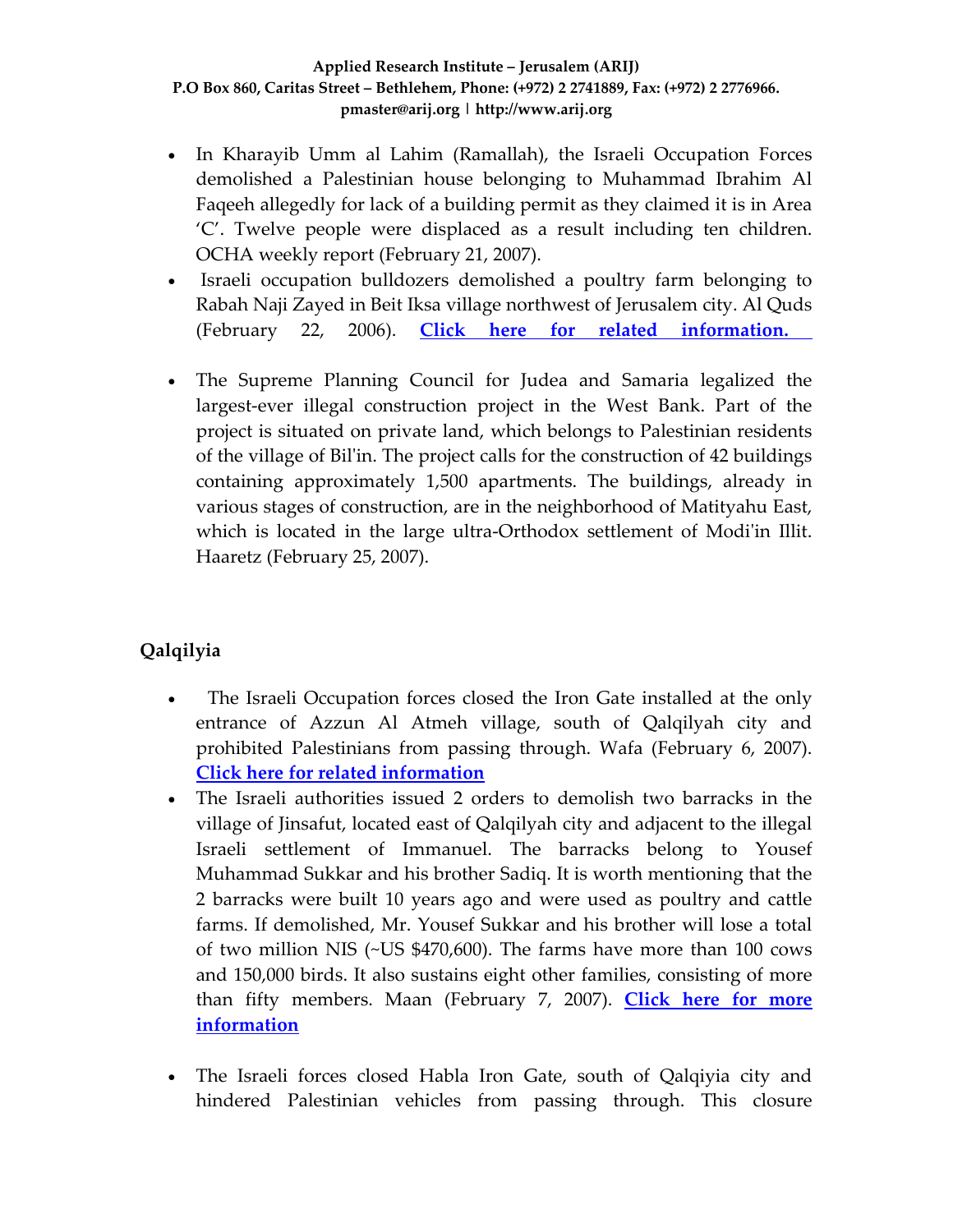- In Kharayib Umm al Lahim (Ramallah), the Israeli Occupation Forces demolished a Palestinian house belonging to Muhammad Ibrahim Al Faqeeh allegedly for lack of a building permit as they claimed it is in Area 'C'. Twelve people were displaced as a result including ten children. OCHA weekly report (February 21, 2007).
- Israeli occupation bulldozers demolished a poultry farm belonging to Rabah Naji Zayed in Beit Iksa village northwest of Jerusalem city. Al Quds (February 22, 2006). **Click here for related information.**

- The Supreme Planning Council for Judea and Samaria legalized the largest-ever illegal construction project in the West Bank. Part of the project is situated on private land, which belongs to Palestinian residents of the village of Bil'in. The project calls for the construction of 42 buildings containing approximately 1,500 apartments. The buildings, already in various stages of construction, are in the neighborhood of Matityahu East, which is located in the large ultra-Orthodox settlement of Modi'in Illit. Haaretz (February 25, 2007).

## Qalqilyia

- The Israeli Occupation forces closed the Iron Gate installed at the only entrance of Azzun Al Atmeh village, south of Qalqilyah city and prohibited Palestinians from passing through. Wafa (February 6, 2007). **Click here for related information**
- The Israeli authorities issued 2 orders to demolish two barracks in the village of Jinsafut, located east of Qalqilyah city and adjacent to the illegal Israeli settlement of Immanuel. The barracks belong to Yousef Muhammad Sukkar and his brother Sadiq. It is worth mentioning that the 2 barracks were built 10 years ago and were used as poultry and cattle farms. If demolished, Mr. Yousef Sukkar and his brother will lose a total of two million NIS (~US $470,600). The farms have more than 100 cows and 150,000 birds. It also sustains eight other families, consisting of more than fifty members. Maan (February 7, 2007). **Click here for more information**

- The Israeli forces closed Habla Iron Gate, south of Qalqiyia city and hindered Palestinian vehicles from passing through. This closure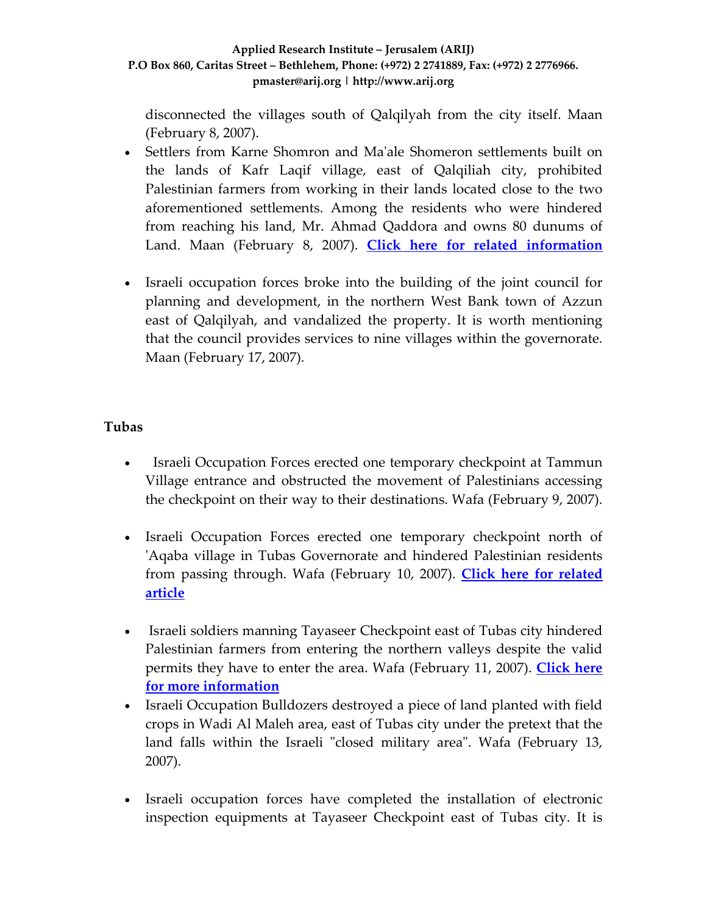disconnected the villages south of Qalqilyah from the city itself. Maan (February 8, 2007).

- Settlers from Karne Shomron and Ma'ale Shomeron settlements built on the lands of Kafr Laqif village, east of Qalqiliah city, prohibited Palestinian farmers from working in their lands located close to the two aforementioned settlements. Among the residents who were hindered from reaching his land, Mr. Ahmad Qaddora and owns 80 dunums of Land. Maan (February 8, 2007). **Click here for related information**

- Israeli occupation forces broke into the building of the joint council for planning and development, in the northern West Bank town of Azzun east of Qalqilyah, and vandalized the property. It is worth mentioning that the council provides services to nine villages within the governorate. Maan (February 17, 2007).

**Tubas**

- Israeli Occupation Forces erected one temporary checkpoint at Tammun Village entrance and obstructed the movement of Palestinians accessing the checkpoint on their way to their destinations. Wafa (February 9, 2007).

- Israeli Occupation Forces erected one temporary checkpoint north of 'Aqaba village in Tubas Governorate and hindered Palestinian residents from passing through. Wafa (February 10, 2007). **Click here for related article**

- Israeli soldiers manning Tayaseer Checkpoint east of Tubas city hindered Palestinian farmers from entering the northern valleys despite the valid permits they have to enter the area. Wafa (February 11, 2007). **Click here for more information**
- Israeli Occupation Bulldozers destroyed a piece of land planted with field crops in Wadi Al Maleh area, east of Tubas city under the pretext that the land falls within the Israeli "closed military area". Wafa (February 13, 2007).

- Israeli occupation forces have completed the installation of electronic inspection equipments at Tayaseer Checkpoint east of Tubas city. It is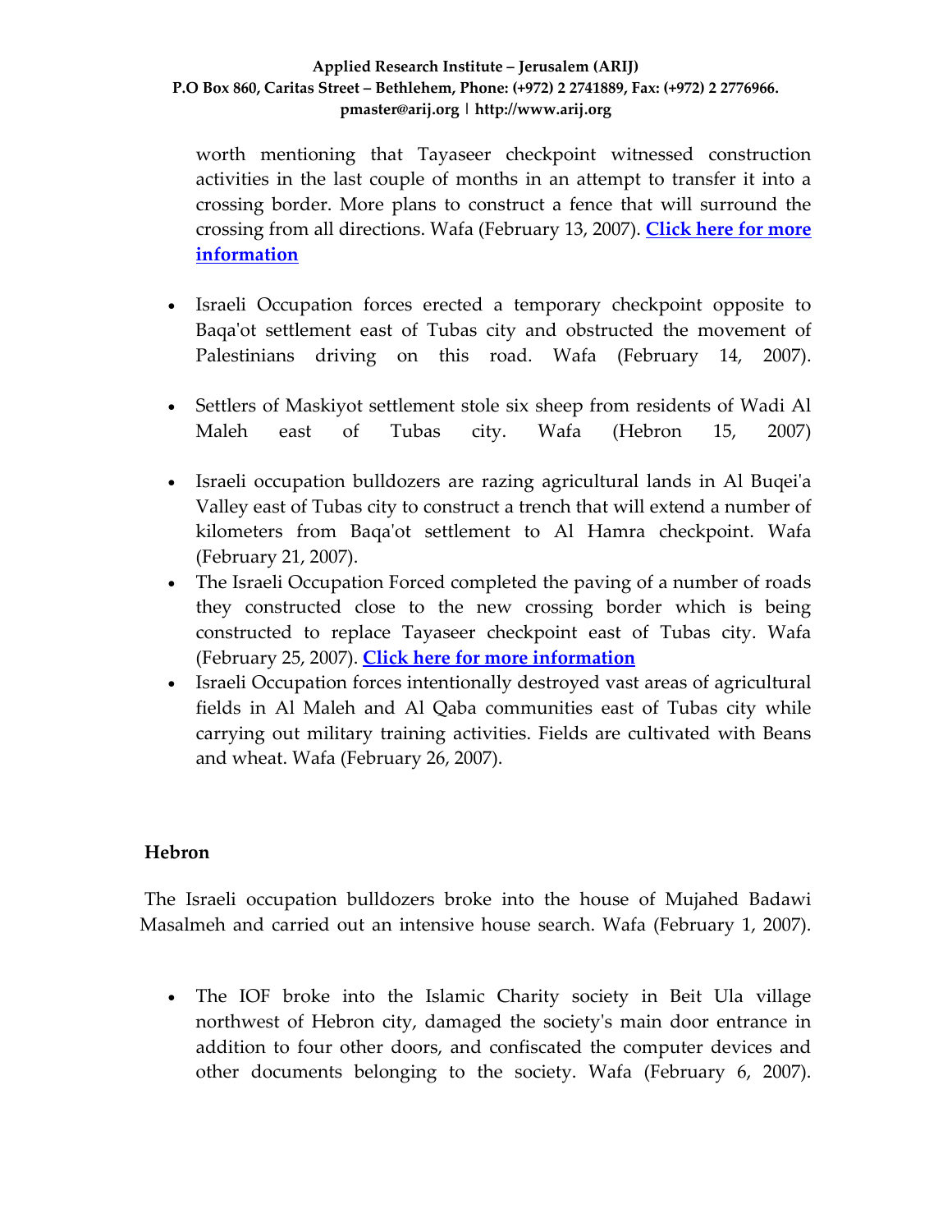worth mentioning that Tayaseer checkpoint witnessed construction activities in the last couple of months in an attempt to transfer it into a crossing border. More plans to construct a fence that will surround the crossing from all directions. Wafa (February 13, 2007). **Click here for more information**

- Israeli Occupation forces erected a temporary checkpoint opposite to Baqa'ot settlement east of Tubas city and obstructed the movement of Palestinians driving on this road. Wafa (February 14, 2007).

- Settlers of Maskiyot settlement stole six sheep from residents of Wadi Al Maleh east of Tubas city. Wafa (Hebron 15, 2007)

- Israeli occupation bulldozers are razing agricultural lands in Al Buqei'a Valley east of Tubas city to construct a trench that will extend a number of kilometers from Baqa'ot settlement to Al Hamra checkpoint. Wafa (February 21, 2007).
- The Israeli Occupation Forced completed the paving of a number of roads they constructed close to the new crossing border which is being constructed to replace Tayaseer checkpoint east of Tubas city. Wafa (February 25, 2007). **Click here for more information**
- Israeli Occupation forces intentionally destroyed vast areas of agricultural fields in Al Maleh and Al Qaba communities east of Tubas city while carrying out military training activities. Fields are cultivated with Beans and wheat. Wafa (February 26, 2007).

## Hebron

The Israeli occupation bulldozers broke into the house of Mujahed Badawi Masalmeh and carried out an intensive house search. Wafa (February 1, 2007).

- The IOF broke into the Islamic Charity society in Beit Ula village northwest of Hebron city, damaged the society's main door entrance in addition to four other doors, and confiscated the computer devices and other documents belonging to the society. Wafa (February 6, 2007).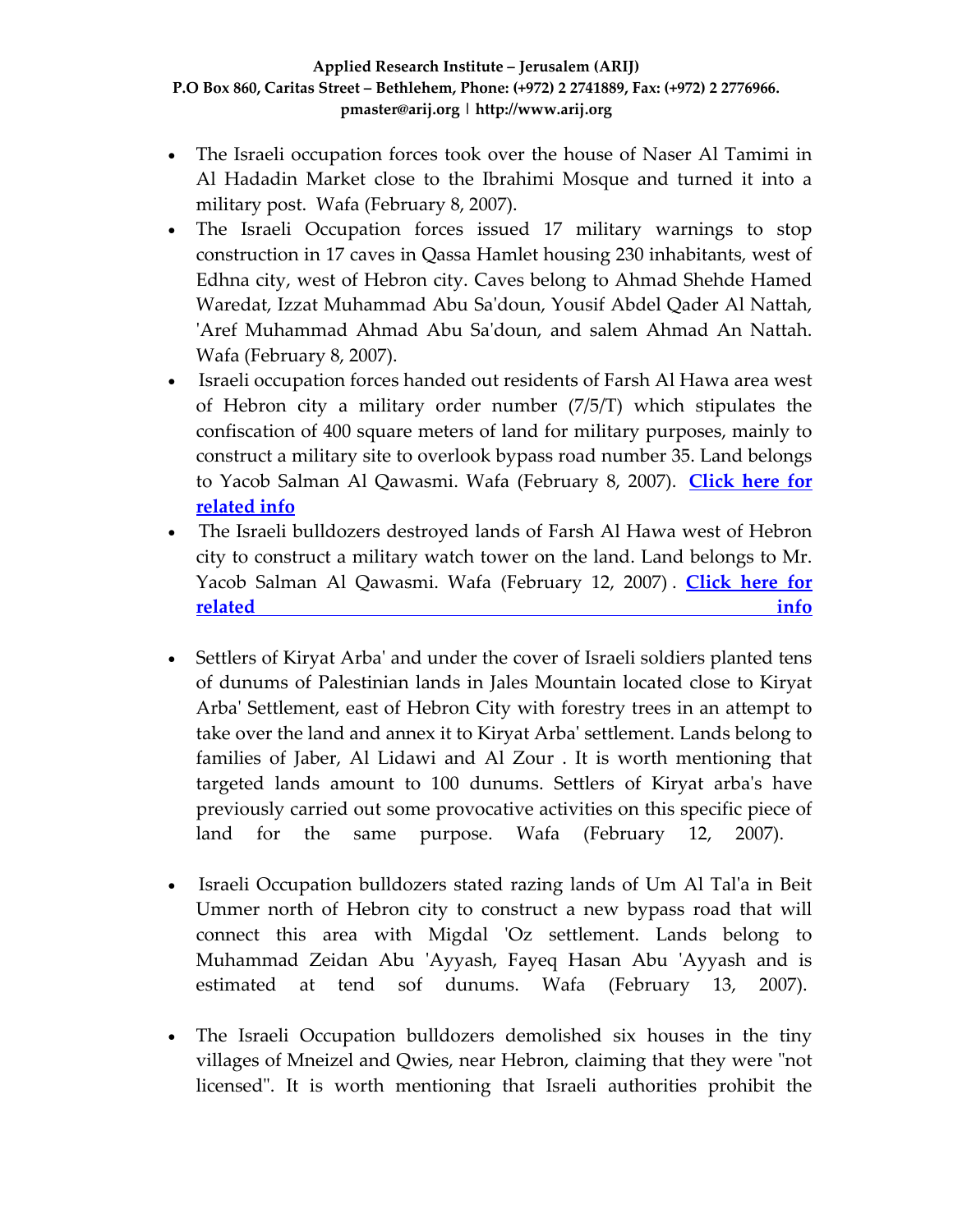- The Israeli occupation forces took over the house of Naser Al Tamimi in Al Hadadin Market close to the Ibrahimi Mosque and turned it into a military post. Wafa (February 8, 2007).
- The Israeli Occupation forces issued 17 military warnings to stop construction in 17 caves in Qassa Hamlet housing 230 inhabitants, west of Edhna city, west of Hebron city. Caves belong to Ahmad Shehde Hamed Waredat, Izzat Muhammad Abu Sa'doun, Yousif Abdel Qader Al Nattah, 'Aref Muhammad Ahmad Abu Sa'doun, and salem Ahmad An Nattah. Wafa (February 8, 2007).
- Israeli occupation forces handed out residents of Farsh Al Hawa area west of Hebron city a military order number (7/5/T) which stipulates the confiscation of 400 square meters of land for military purposes, mainly to construct a military site to overlook bypass road number 35. Land belongs to Yacob Salman Al Qawasmi. Wafa (February 8, 2007). **Click here for related info**
- The Israeli bulldozers destroyed lands of Farsh Al Hawa west of Hebron city to construct a military watch tower on the land. Land belongs to Mr. Yacob Salman Al Qawasmi. Wafa (February 12, 2007) . **Click here for related info**
- Settlers of Kiryat Arba' and under the cover of Israeli soldiers planted tens of dunums of Palestinian lands in Jales Mountain located close to Kiryat Arba' Settlement, east of Hebron City with forestry trees in an attempt to take over the land and annex it to Kiryat Arba' settlement. Lands belong to families of Jaber, Al Lidawi and Al Zour . It is worth mentioning that targeted lands amount to 100 dunums. Settlers of Kiryat arba's have previously carried out some provocative activities on this specific piece of land for the same purpose. Wafa (February 12, 2007).
- Israeli Occupation bulldozers stated razing lands of Um Al Tal'a in Beit Ummer north of Hebron city to construct a new bypass road that will connect this area with Migdal 'Oz settlement. Lands belong to Muhammad Zeidan Abu 'Ayyash, Fayeq Hasan Abu 'Ayyash and is estimated at tend sof dunums. Wafa (February 13, 2007).
- The Israeli Occupation bulldozers demolished six houses in the tiny villages of Mneizel and Qwies, near Hebron, claiming that they were "not licensed". It is worth mentioning that Israeli authorities prohibit the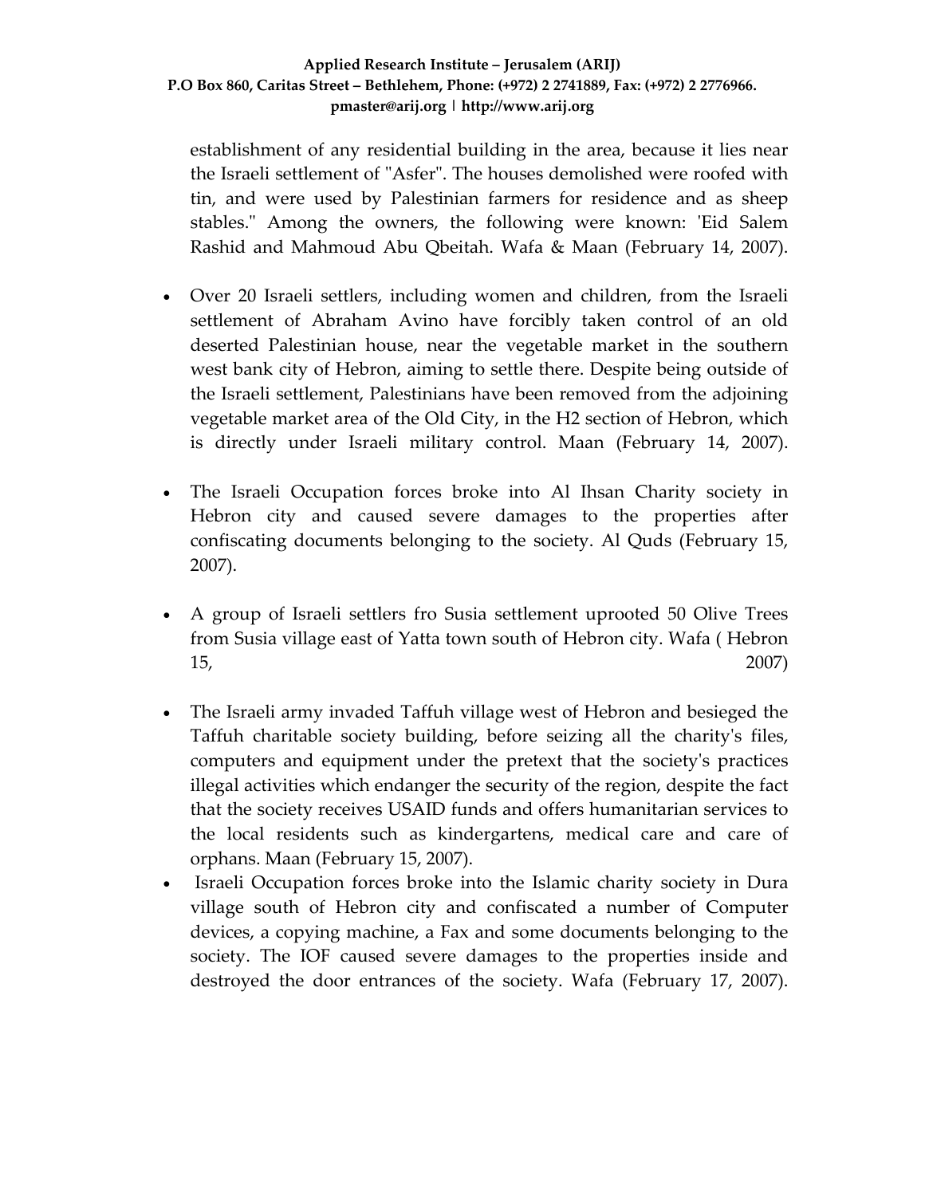establishment of any residential building in the area, because it lies near the Israeli settlement of "Asfer". The houses demolished were roofed with tin, and were used by Palestinian farmers for residence and as sheep stables." Among the owners, the following were known: 'Eid Salem Rashid and Mahmoud Abu Qbeitah. Wafa & Maan (February 14, 2007).

- Over 20 Israeli settlers, including women and children, from the Israeli settlement of Abraham Avino have forcibly taken control of an old deserted Palestinian house, near the vegetable market in the southern west bank city of Hebron, aiming to settle there. Despite being outside of the Israeli settlement, Palestinians have been removed from the adjoining vegetable market area of the Old City, in the H2 section of Hebron, which is directly under Israeli military control. Maan (February 14, 2007).

- The Israeli Occupation forces broke into Al Ihsan Charity society in Hebron city and caused severe damages to the properties after confiscating documents belonging to the society. Al Quds (February 15, 2007).

- A group of Israeli settlers fro Susia settlement uprooted 50 Olive Trees from Susia village east of Yatta town south of Hebron city. Wafa ( Hebron 15, 2007)

- The Israeli army invaded Taffuh village west of Hebron and besieged the Taffuh charitable society building, before seizing all the charity's files, computers and equipment under the pretext that the society's practices illegal activities which endanger the security of the region, despite the fact that the society receives USAID funds and offers humanitarian services to the local residents such as kindergartens, medical care and care of orphans. Maan (February 15, 2007).
- Israeli Occupation forces broke into the Islamic charity society in Dura village south of Hebron city and confiscated a number of Computer devices, a copying machine, a Fax and some documents belonging to the society. The IOF caused severe damages to the properties inside and destroyed the door entrances of the society. Wafa (February 17, 2007).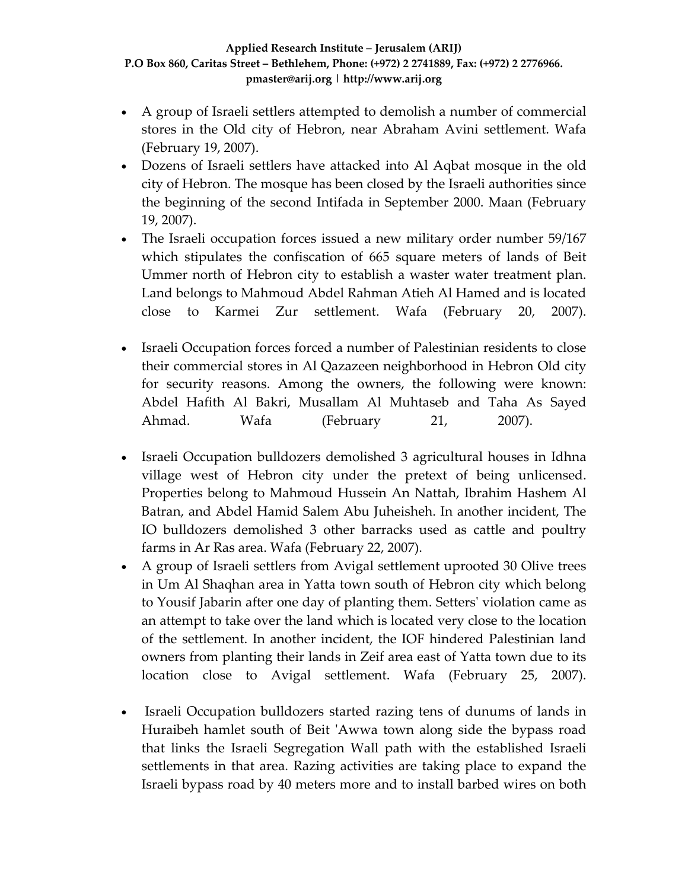- A group of Israeli settlers attempted to demolish a number of commercial stores in the Old city of Hebron, near Abraham Avini settlement. Wafa (February 19, 2007).
- Dozens of Israeli settlers have attacked into Al Aqbat mosque in the old city of Hebron. The mosque has been closed by the Israeli authorities since the beginning of the second Intifada in September 2000. Maan (February 19, 2007).
- The Israeli occupation forces issued a new military order number 59/167 which stipulates the confiscation of 665 square meters of lands of Beit Ummer north of Hebron city to establish a waster water treatment plan. Land belongs to Mahmoud Abdel Rahman Atieh Al Hamed and is located close to Karmei Zur settlement. Wafa (February 20, 2007).
- Israeli Occupation forces forced a number of Palestinian residents to close their commercial stores in Al Qazazeen neighborhood in Hebron Old city for security reasons. Among the owners, the following were known: Abdel Hafith Al Bakri, Musallam Al Muhtaseb and Taha As Sayed Ahmad. Wafa (February 21, 2007).
- Israeli Occupation bulldozers demolished 3 agricultural houses in Idhna village west of Hebron city under the pretext of being unlicensed. Properties belong to Mahmoud Hussein An Nattah, Ibrahim Hashem Al Batran, and Abdel Hamid Salem Abu Juheisheh. In another incident, The IO bulldozers demolished 3 other barracks used as cattle and poultry farms in Ar Ras area. Wafa (February 22, 2007).
- A group of Israeli settlers from Avigal settlement uprooted 30 Olive trees in Um Al Shaqhan area in Yatta town south of Hebron city which belong to Yousif Jabarin after one day of planting them. Setters' violation came as an attempt to take over the land which is located very close to the location of the settlement. In another incident, the IOF hindered Palestinian land owners from planting their lands in Zeif area east of Yatta town due to its location close to Avigal settlement. Wafa (February 25, 2007).
- Israeli Occupation bulldozers started razing tens of dunums of lands in Huraibeh hamlet south of Beit 'Awwa town along side the bypass road that links the Israeli Segregation Wall path with the established Israeli settlements in that area. Razing activities are taking place to expand the Israeli bypass road by 40 meters more and to install barbed wires on both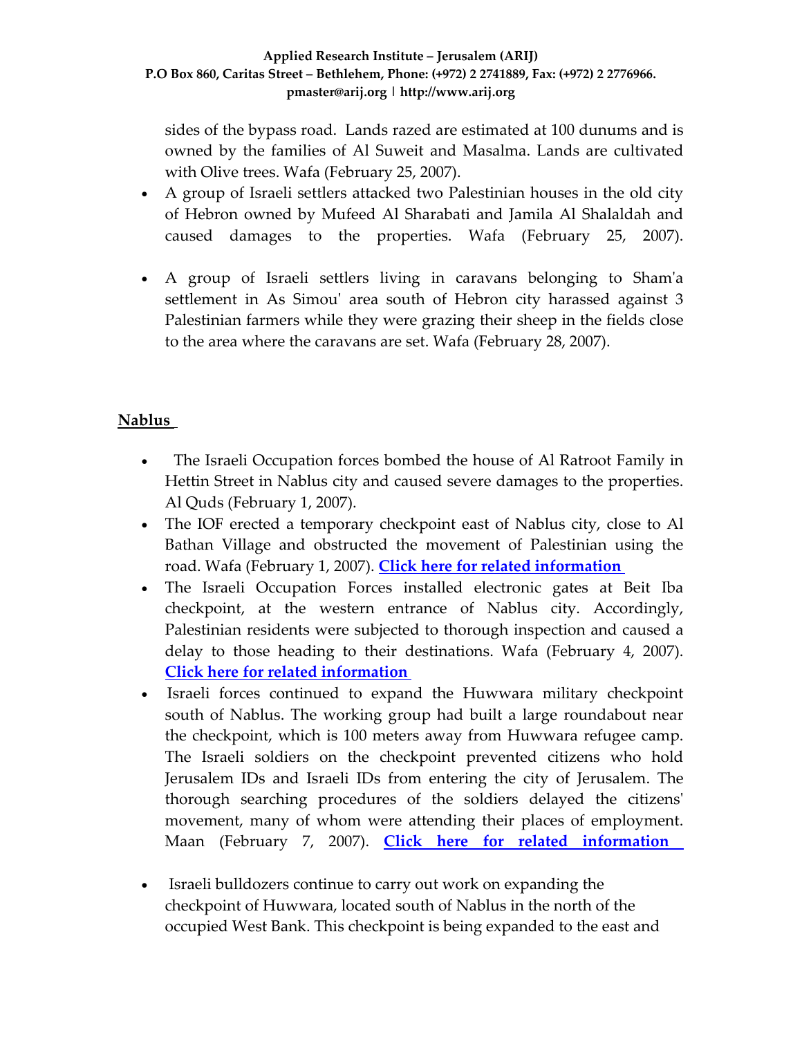sides of the bypass road. Lands razed are estimated at 100 dunums and is owned by the families of Al Suweit and Masalma. Lands are cultivated with Olive trees. Wafa (February 25, 2007).

- A group of Israeli settlers attacked two Palestinian houses in the old city of Hebron owned by Mufeed Al Sharabati and Jamila Al Shalaldah and caused damages to the properties. Wafa (February 25, 2007).
- A group of Israeli settlers living in caravans belonging to Sham'a settlement in As Simou' area south of Hebron city harassed against 3 Palestinian farmers while they were grazing their sheep in the fields close to the area where the caravans are set. Wafa (February 28, 2007).

**Nablus**

- The Israeli Occupation forces bombed the house of Al Ratroot Family in Hettin Street in Nablus city and caused severe damages to the properties. Al Quds (February 1, 2007).
- The IOF erected a temporary checkpoint east of Nablus city, close to Al Bathan Village and obstructed the movement of Palestinian using the road. Wafa (February 1, 2007). **Click here for related information**
- The Israeli Occupation Forces installed electronic gates at Beit Iba checkpoint, at the western entrance of Nablus city. Accordingly, Palestinian residents were subjected to thorough inspection and caused a delay to those heading to their destinations. Wafa (February 4, 2007). **Click here for related information**
- Israeli forces continued to expand the Huwwara military checkpoint south of Nablus. The working group had built a large roundabout near the checkpoint, which is 100 meters away from Huwwara refugee camp. The Israeli soldiers on the checkpoint prevented citizens who hold Jerusalem IDs and Israeli IDs from entering the city of Jerusalem. The thorough searching procedures of the soldiers delayed the citizens' movement, many of whom were attending their places of employment. Maan (February 7, 2007). **Click here for related information**
- Israeli bulldozers continue to carry out work on expanding the checkpoint of Huwwara, located south of Nablus in the north of the occupied West Bank. This checkpoint is being expanded to the east and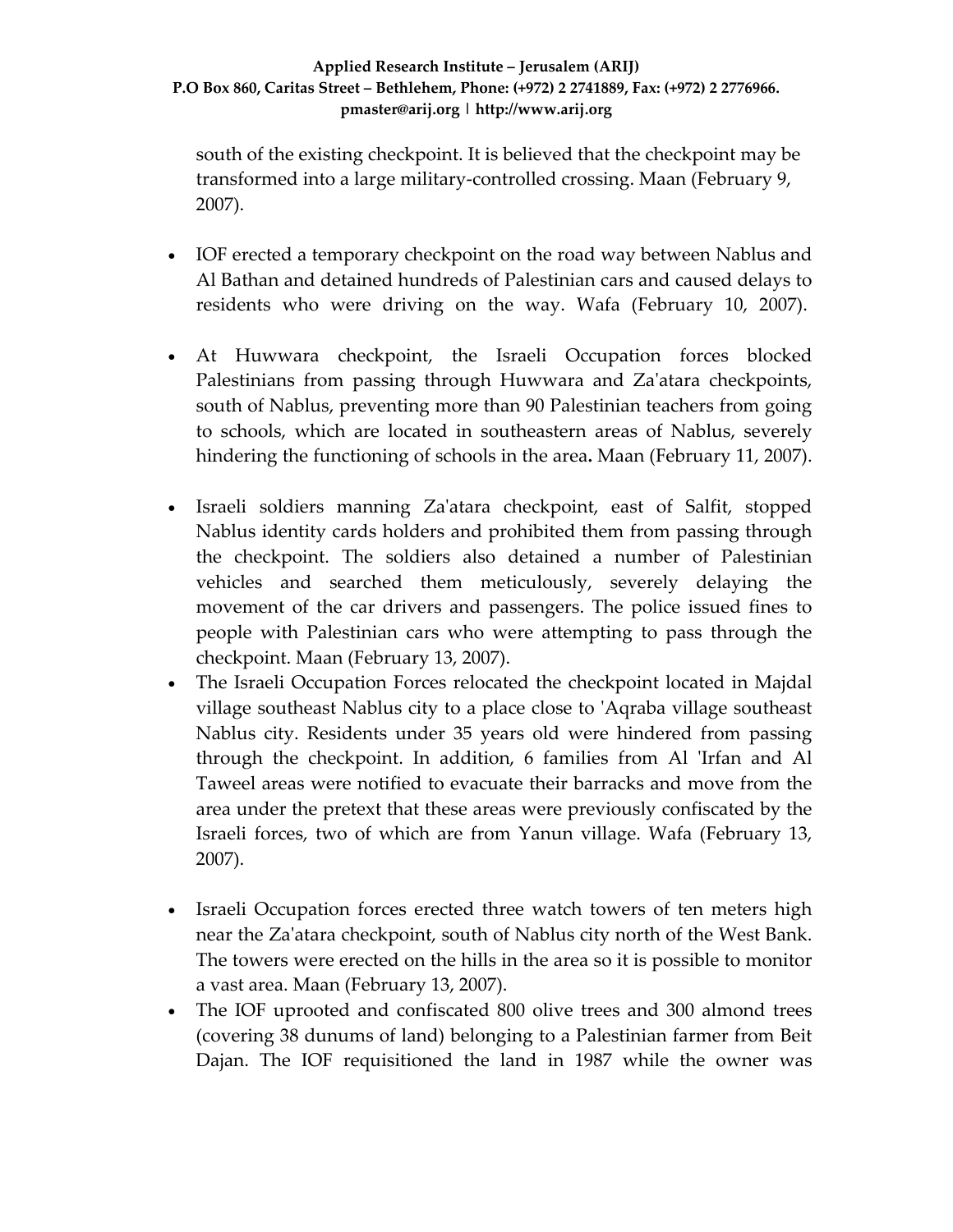south of the existing checkpoint. It is believed that the checkpoint may be transformed into a large military-controlled crossing. Maan (February 9, 2007).

- IOF erected a temporary checkpoint on the road way between Nablus and Al Bathan and detained hundreds of Palestinian cars and caused delays to residents who were driving on the way. Wafa (February 10, 2007).

- At Huwwara checkpoint, the Israeli Occupation forces blocked Palestinians from passing through Huwwara and Za'atara checkpoints, south of Nablus, preventing more than 90 Palestinian teachers from going to schools, which are located in southeastern areas of Nablus, severely hindering the functioning of schools in the area**.** Maan (February 11, 2007).

- Israeli soldiers manning Za'atara checkpoint, east of Salfit, stopped Nablus identity cards holders and prohibited them from passing through the checkpoint. The soldiers also detained a number of Palestinian vehicles and searched them meticulously, severely delaying the movement of the car drivers and passengers. The police issued fines to people with Palestinian cars who were attempting to pass through the checkpoint. Maan (February 13, 2007).
- The Israeli Occupation Forces relocated the checkpoint located in Majdal village southeast Nablus city to a place close to 'Aqraba village southeast Nablus city. Residents under 35 years old were hindered from passing through the checkpoint. In addition, 6 families from Al 'Irfan and Al Taweel areas were notified to evacuate their barracks and move from the area under the pretext that these areas were previously confiscated by the Israeli forces, two of which are from Yanun village. Wafa (February 13, 2007).

- Israeli Occupation forces erected three watch towers of ten meters high near the Za'atara checkpoint, south of Nablus city north of the West Bank. The towers were erected on the hills in the area so it is possible to monitor a vast area. Maan (February 13, 2007).
- The IOF uprooted and confiscated 800 olive trees and 300 almond trees (covering 38 dunums of land) belonging to a Palestinian farmer from Beit Dajan. The IOF requisitioned the land in 1987 while the owner was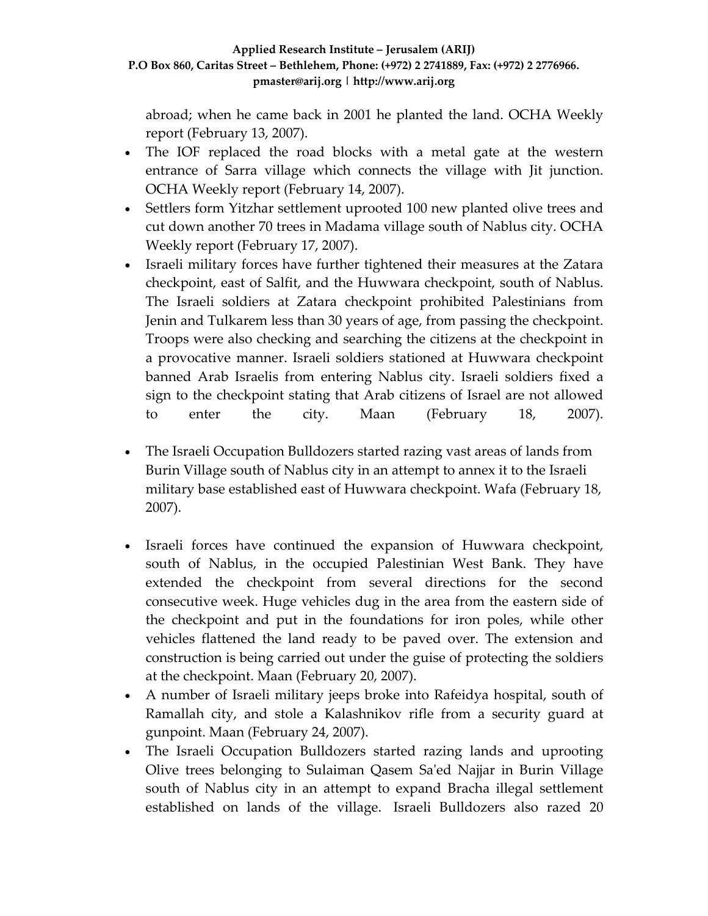abroad; when he came back in 2001 he planted the land. OCHA Weekly report (February 13, 2007).

- The IOF replaced the road blocks with a metal gate at the western entrance of Sarra village which connects the village with Jit junction. OCHA Weekly report (February 14, 2007).
- Settlers form Yitzhar settlement uprooted 100 new planted olive trees and cut down another 70 trees in Madama village south of Nablus city. OCHA Weekly report (February 17, 2007).
- Israeli military forces have further tightened their measures at the Zatara checkpoint, east of Salfit, and the Huwwara checkpoint, south of Nablus. The Israeli soldiers at Zatara checkpoint prohibited Palestinians from Jenin and Tulkarem less than 30 years of age, from passing the checkpoint. Troops were also checking and searching the citizens at the checkpoint in a provocative manner. Israeli soldiers stationed at Huwwara checkpoint banned Arab Israelis from entering Nablus city. Israeli soldiers fixed a sign to the checkpoint stating that Arab citizens of Israel are not allowed to enter the city. Maan (February 18, 2007).
- The Israeli Occupation Bulldozers started razing vast areas of lands from Burin Village south of Nablus city in an attempt to annex it to the Israeli military base established east of Huwwara checkpoint. Wafa (February 18, 2007).
- Israeli forces have continued the expansion of Huwwara checkpoint, south of Nablus, in the occupied Palestinian West Bank. They have extended the checkpoint from several directions for the second consecutive week. Huge vehicles dug in the area from the eastern side of the checkpoint and put in the foundations for iron poles, while other vehicles flattened the land ready to be paved over. The extension and construction is being carried out under the guise of protecting the soldiers at the checkpoint. Maan (February 20, 2007).
- A number of Israeli military jeeps broke into Rafeidya hospital, south of Ramallah city, and stole a Kalashnikov rifle from a security guard at gunpoint. Maan (February 24, 2007).
- The Israeli Occupation Bulldozers started razing lands and uprooting Olive trees belonging to Sulaiman Qasem Sa'ed Najjar in Burin Village south of Nablus city in an attempt to expand Bracha illegal settlement established on lands of the village. Israeli Bulldozers also razed 20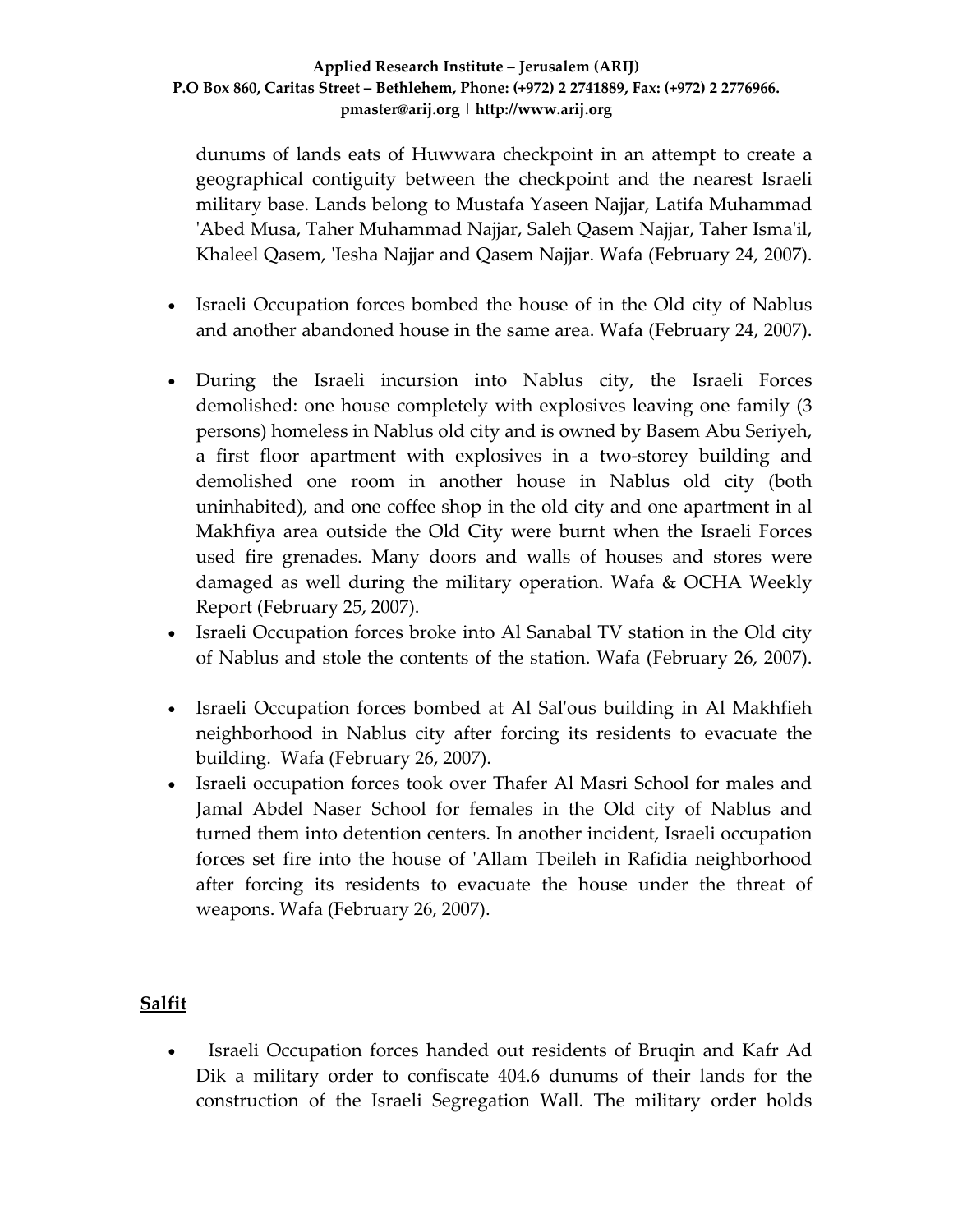dunums of lands eats of Huwwara checkpoint in an attempt to create a geographical contiguity between the checkpoint and the nearest Israeli military base. Lands belong to Mustafa Yaseen Najjar, Latifa Muhammad 'Abed Musa, Taher Muhammad Najjar, Saleh Qasem Najjar, Taher Isma'il, Khaleel Qasem, 'Iesha Najjar and Qasem Najjar. Wafa (February 24, 2007).

- Israeli Occupation forces bombed the house of in the Old city of Nablus and another abandoned house in the same area. Wafa (February 24, 2007).

- During the Israeli incursion into Nablus city, the Israeli Forces demolished: one house completely with explosives leaving one family (3 persons) homeless in Nablus old city and is owned by Basem Abu Seriyeh, a first floor apartment with explosives in a two-storey building and demolished one room in another house in Nablus old city (both uninhabited), and one coffee shop in the old city and one apartment in al Makhfiya area outside the Old City were burnt when the Israeli Forces used fire grenades. Many doors and walls of houses and stores were damaged as well during the military operation. Wafa & OCHA Weekly Report (February 25, 2007).
- Israeli Occupation forces broke into Al Sanabal TV station in the Old city of Nablus and stole the contents of the station. Wafa (February 26, 2007).

- Israeli Occupation forces bombed at Al Sal'ous building in Al Makhfieh neighborhood in Nablus city after forcing its residents to evacuate the building. Wafa (February 26, 2007).
- Israeli occupation forces took over Thafer Al Masri School for males and Jamal Abdel Naser School for females in the Old city of Nablus and turned them into detention centers. In another incident, Israeli occupation forces set fire into the house of 'Allam Tbeileh in Rafidia neighborhood after forcing its residents to evacuate the house under the threat of weapons. Wafa (February 26, 2007).

## Salfit

- Israeli Occupation forces handed out residents of Bruqin and Kafr Ad Dik a military order to confiscate 404.6 dunums of their lands for the construction of the Israeli Segregation Wall. The military order holds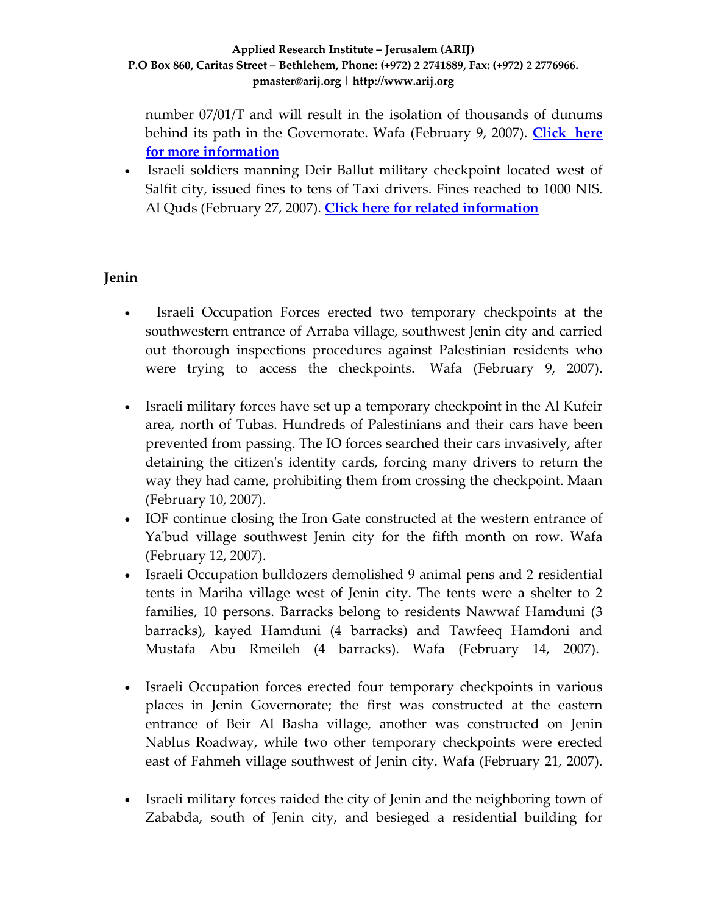number 07/01/T and will result in the isolation of thousands of dunums behind its path in the Governorate. Wafa (February 9, 2007). **Click here for more information**

- Israeli soldiers manning Deir Ballut military checkpoint located west of Salfit city, issued fines to tens of Taxi drivers. Fines reached to 1000 NIS. Al Quds (February 27, 2007). **Click here for related information**

## Jenin

- Israeli Occupation Forces erected two temporary checkpoints at the southwestern entrance of Arraba village, southwest Jenin city and carried out thorough inspections procedures against Palestinian residents who were trying to access the checkpoints. Wafa (February 9, 2007).
- Israeli military forces have set up a temporary checkpoint in the Al Kufeir area, north of Tubas. Hundreds of Palestinians and their cars have been prevented from passing. The IO forces searched their cars invasively, after detaining the citizen's identity cards, forcing many drivers to return the way they had came, prohibiting them from crossing the checkpoint. Maan (February 10, 2007).
- IOF continue closing the Iron Gate constructed at the western entrance of Ya'bud village southwest Jenin city for the fifth month on row. Wafa (February 12, 2007).
- Israeli Occupation bulldozers demolished 9 animal pens and 2 residential tents in Mariha village west of Jenin city. The tents were a shelter to 2 families, 10 persons. Barracks belong to residents Nawwaf Hamduni (3 barracks), kayed Hamduni (4 barracks) and Tawfeeq Hamdoni and Mustafa Abu Rmeileh (4 barracks). Wafa (February 14, 2007).
- Israeli Occupation forces erected four temporary checkpoints in various places in Jenin Governorate; the first was constructed at the eastern entrance of Beir Al Basha village, another was constructed on Jenin Nablus Roadway, while two other temporary checkpoints were erected east of Fahmeh village southwest of Jenin city. Wafa (February 21, 2007).
- Israeli military forces raided the city of Jenin and the neighboring town of Zababda, south of Jenin city, and besieged a residential building for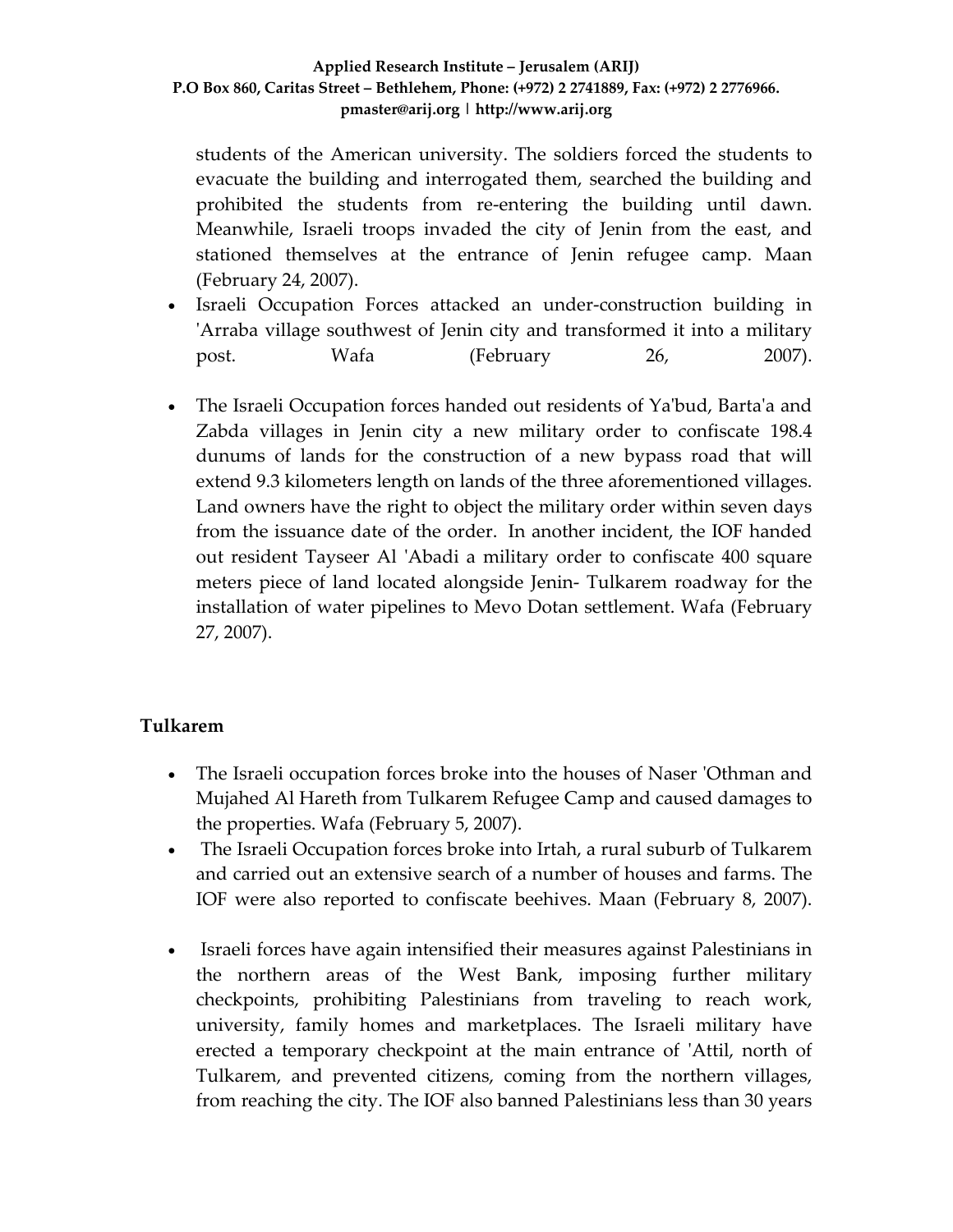students of the American university. The soldiers forced the students to evacuate the building and interrogated them, searched the building and prohibited the students from re-entering the building until dawn. Meanwhile, Israeli troops invaded the city of Jenin from the east, and stationed themselves at the entrance of Jenin refugee camp. Maan (February 24, 2007).

- Israeli Occupation Forces attacked an under-construction building in 'Arraba village southwest of Jenin city and transformed it into a military post. Wafa (February 26, 2007).

- The Israeli Occupation forces handed out residents of Ya'bud, Barta'a and Zabda villages in Jenin city a new military order to confiscate 198.4 dunums of lands for the construction of a new bypass road that will extend 9.3 kilometers length on lands of the three aforementioned villages. Land owners have the right to object the military order within seven days from the issuance date of the order. In another incident, the IOF handed out resident Tayseer Al 'Abadi a military order to confiscate 400 square meters piece of land located alongside Jenin- Tulkarem roadway for the installation of water pipelines to Mevo Dotan settlement. Wafa (February 27, 2007).

**Tulkarem**

- The Israeli occupation forces broke into the houses of Naser 'Othman and Mujahed Al Hareth from Tulkarem Refugee Camp and caused damages to the properties. Wafa (February 5, 2007).
- The Israeli Occupation forces broke into Irtah, a rural suburb of Tulkarem and carried out an extensive search of a number of houses and farms. The IOF were also reported to confiscate beehives. Maan (February 8, 2007).

- Israeli forces have again intensified their measures against Palestinians in the northern areas of the West Bank, imposing further military checkpoints, prohibiting Palestinians from traveling to reach work, university, family homes and marketplaces. The Israeli military have erected a temporary checkpoint at the main entrance of 'Attil, north of Tulkarem, and prevented citizens, coming from the northern villages, from reaching the city. The IOF also banned Palestinians less than 30 years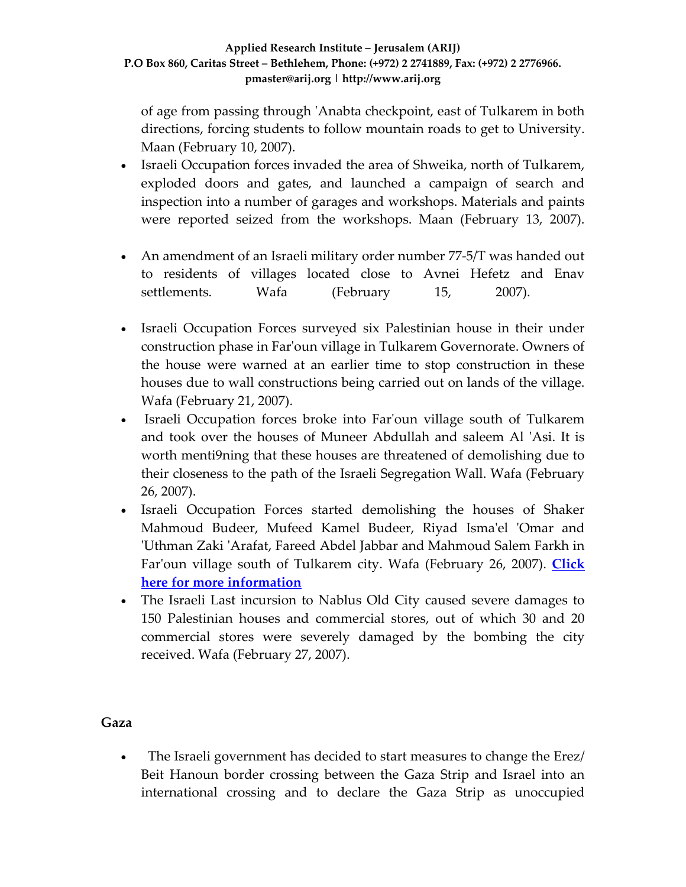of age from passing through 'Anabta checkpoint, east of Tulkarem in both directions, forcing students to follow mountain roads to get to University. Maan (February 10, 2007).

- Israeli Occupation forces invaded the area of Shweika, north of Tulkarem, exploded doors and gates, and launched a campaign of search and inspection into a number of garages and workshops. Materials and paints were reported seized from the workshops. Maan (February 13, 2007).
- An amendment of an Israeli military order number 77-5/T was handed out to residents of villages located close to Avnei Hefetz and Enav settlements. Wafa (February 15, 2007).
- Israeli Occupation Forces surveyed six Palestinian house in their under construction phase in Far'oun village in Tulkarem Governorate. Owners of the house were warned at an earlier time to stop construction in these houses due to wall constructions being carried out on lands of the village. Wafa (February 21, 2007).
- Israeli Occupation forces broke into Far'oun village south of Tulkarem and took over the houses of Muneer Abdullah and saleem Al 'Asi. It is worth menti9ning that these houses are threatened of demolishing due to their closeness to the path of the Israeli Segregation Wall. Wafa (February 26, 2007).
- Israeli Occupation Forces started demolishing the houses of Shaker Mahmoud Budeer, Mufeed Kamel Budeer, Riyad Isma'el 'Omar and 'Uthman Zaki 'Arafat, Fareed Abdel Jabbar and Mahmoud Salem Farkh in Far'oun village south of Tulkarem city. Wafa (February 26, 2007). **Click here for more information**
- The Israeli Last incursion to Nablus Old City caused severe damages to 150 Palestinian houses and commercial stores, out of which 30 and 20 commercial stores were severely damaged by the bombing the city received. Wafa (February 27, 2007).

## Gaza

- The Israeli government has decided to start measures to change the Erez/ Beit Hanoun border crossing between the Gaza Strip and Israel into an international crossing and to declare the Gaza Strip as unoccupied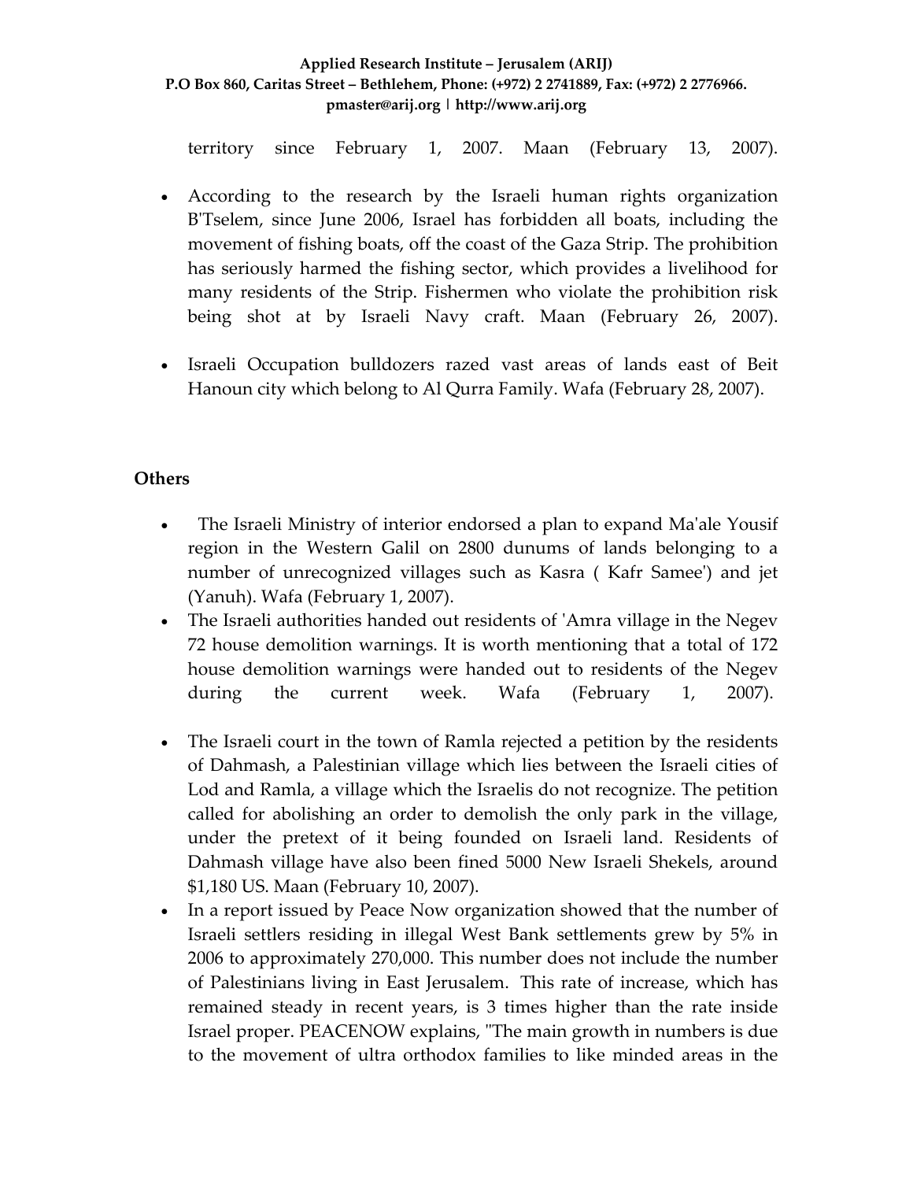territory since February 1, 2007. Maan (February 13, 2007).

- According to the research by the Israeli human rights organization B'Tselem, since June 2006, Israel has forbidden all boats, including the movement of fishing boats, off the coast of the Gaza Strip. The prohibition has seriously harmed the fishing sector, which provides a livelihood for many residents of the Strip. Fishermen who violate the prohibition risk being shot at by Israeli Navy craft. Maan (February 26, 2007).

- Israeli Occupation bulldozers razed vast areas of lands east of Beit Hanoun city which belong to Al Qurra Family. Wafa (February 28, 2007).

**Others**

- The Israeli Ministry of interior endorsed a plan to expand Ma'ale Yousif region in the Western Galil on 2800 dunums of lands belonging to a number of unrecognized villages such as Kasra ( Kafr Samee') and jet (Yanuh). Wafa (February 1, 2007).
- The Israeli authorities handed out residents of 'Amra village in the Negev 72 house demolition warnings. It is worth mentioning that a total of 172 house demolition warnings were handed out to residents of the Negev during the current week. Wafa (February 1, 2007).

- The Israeli court in the town of Ramla rejected a petition by the residents of Dahmash, a Palestinian village which lies between the Israeli cities of Lod and Ramla, a village which the Israelis do not recognize. The petition called for abolishing an order to demolish the only park in the village, under the pretext of it being founded on Israeli land. Residents of Dahmash village have also been fined 5000 New Israeli Shekels, around $1,180 US. Maan (February 10, 2007).
- In a report issued by Peace Now organization showed that the number of Israeli settlers residing in illegal West Bank settlements grew by 5% in 2006 to approximately 270,000. This number does not include the number of Palestinians living in East Jerusalem. This rate of increase, which has remained steady in recent years, is 3 times higher than the rate inside Israel proper. PEACENOW explains, "The main growth in numbers is due to the movement of ultra orthodox families to like minded areas in the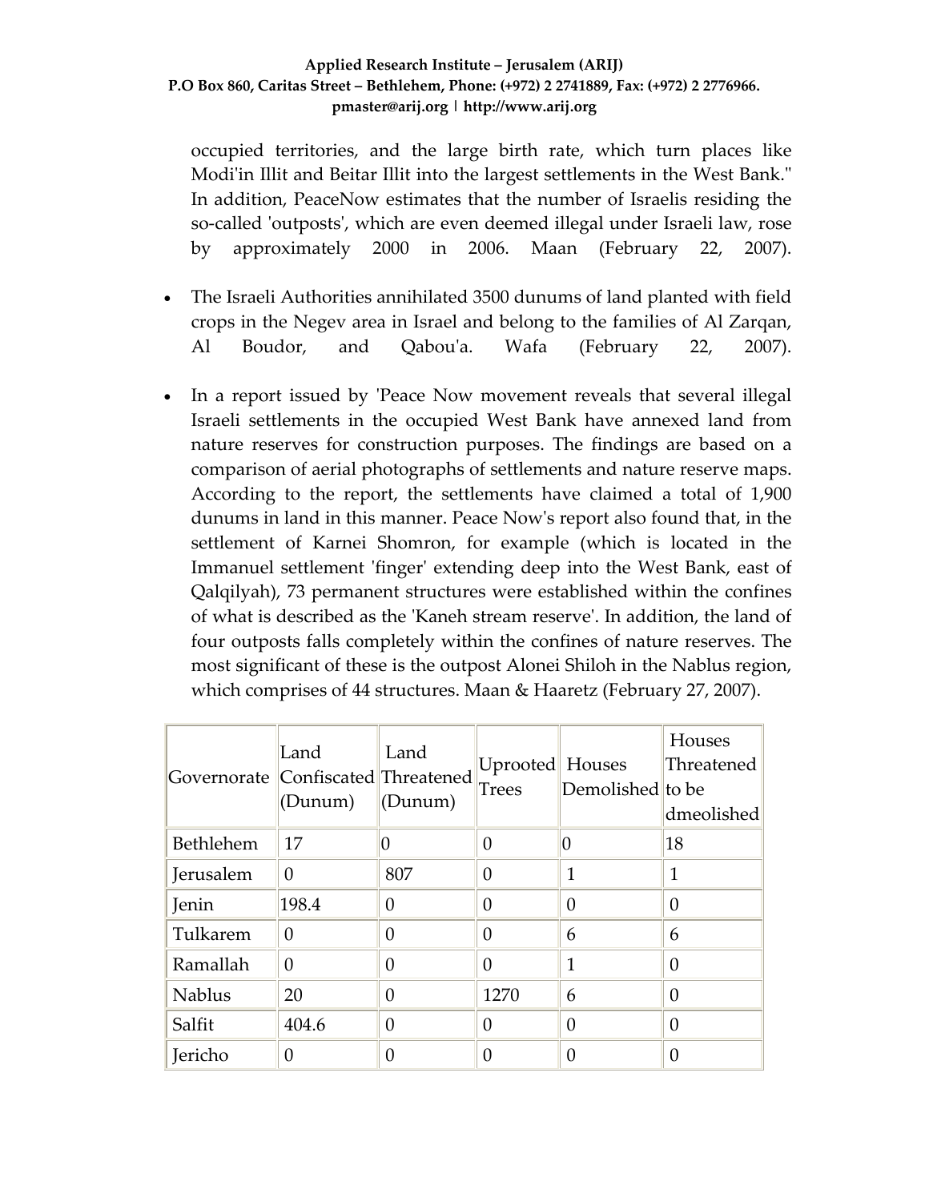occupied territories, and the large birth rate, which turn places like Modi'in Illit and Beitar Illit into the largest settlements in the West Bank." In addition, PeaceNow estimates that the number of Israelis residing the so-called 'outposts', which are even deemed illegal under Israeli law, rose by approximately 2000 in 2006. Maan (February 22, 2007).

- The Israeli Authorities annihilated 3500 dunums of land planted with field crops in the Negev area in Israel and belong to the families of Al Zarqan, Al Boudor, and Qabou'a. Wafa (February 22, 2007).

- In a report issued by 'Peace Now movement reveals that several illegal Israeli settlements in the occupied West Bank have annexed land from nature reserves for construction purposes. The findings are based on a comparison of aerial photographs of settlements and nature reserve maps. According to the report, the settlements have claimed a total of 1,900 dunums in land in this manner. Peace Now's report also found that, in the settlement of Karnei Shomron, for example (which is located in the Immanuel settlement 'finger' extending deep into the West Bank, east of Qalqilyah), 73 permanent structures were established within the confines of what is described as the 'Kaneh stream reserve'. In addition, the land of four outposts falls completely within the confines of nature reserves. The most significant of these is the outpost Alonei Shiloh in the Nablus region, which comprises of 44 structures. Maan & Haaretz (February 27, 2007).

| Governorate | Land Confiscated (Dunum) | Land Threatened (Dunum) | Uprooted Trees | Houses Demolished | Houses Threatened to be dmeolished |
|---|---|---|---|---|---|
| Bethlehem | 17 | 0 | 0 | 0 | 18 |
| Jerusalem | 0 | 807 | 0 | 1 | 1 |
| Jenin | 198.4 | 0 | 0 | 0 | 0 |
| Tulkarem | 0 | 0 | 0 | 6 | 6 |
| Ramallah | 0 | 0 | 0 | 1 | 0 |
| Nablus | 20 | 0 | 1270 | 6 | 0 |
| Salfit | 404.6 | 0 | 0 | 0 | 0 |
| Jericho | 0 | 0 | 0 | 0 | 0 |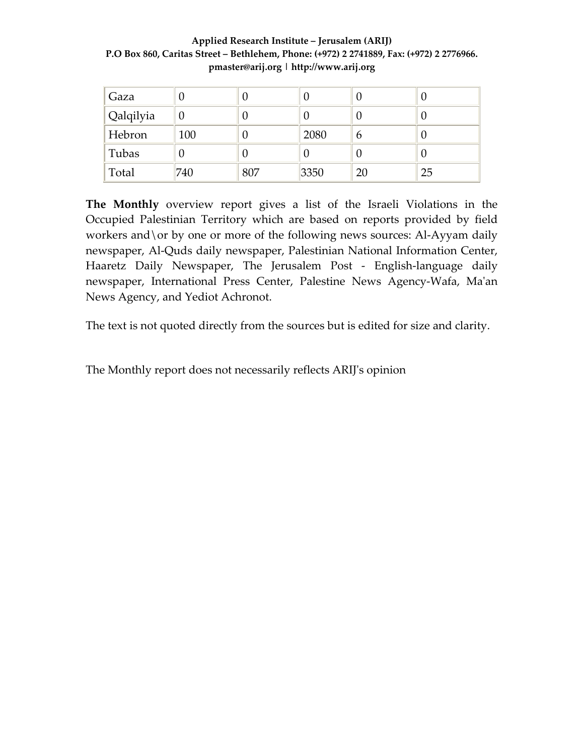| | | | | | |
|---|---|---|---|---|---|
| Gaza | 0 | 0 | 0 | 0 | 0 |
| Qalqilyia | 0 | 0 | 0 | 0 | 0 |
| Hebron | 100 | 0 | 2080 | 6 | 0 |
| Tubas | 0 | 0 | 0 | 0 | 0 |
| Total | 740 | 807 | 3350 | 20 | 25 |

**The Monthly** overview report gives a list of the Israeli Violations in the Occupied Palestinian Territory which are based on reports provided by field workers and\or by one or more of the following news sources: Al-Ayyam daily newspaper, Al-Quds daily newspaper, Palestinian National Information Center, Haaretz Daily Newspaper, The Jerusalem Post - English-language daily newspaper, International Press Center, Palestine News Agency-Wafa, Ma'an News Agency, and Yediot Achronot.

The text is not quoted directly from the sources but is edited for size and clarity.

The Monthly report does not necessarily reflects ARIJ's opinion